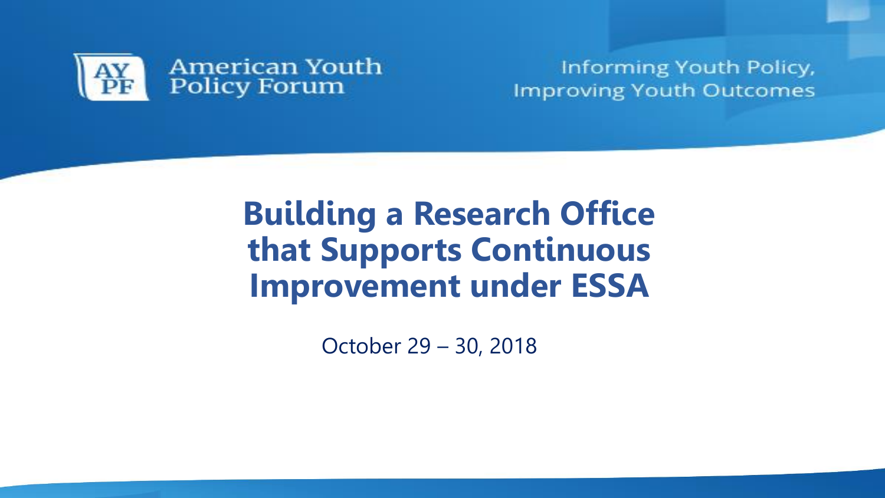American Youth Policy Forum

Informing Youth Policy, Improving Youth Outcomes

# Building a Research Office that Supports Continuous Improvement under ESSA

October 29 – 30, 2018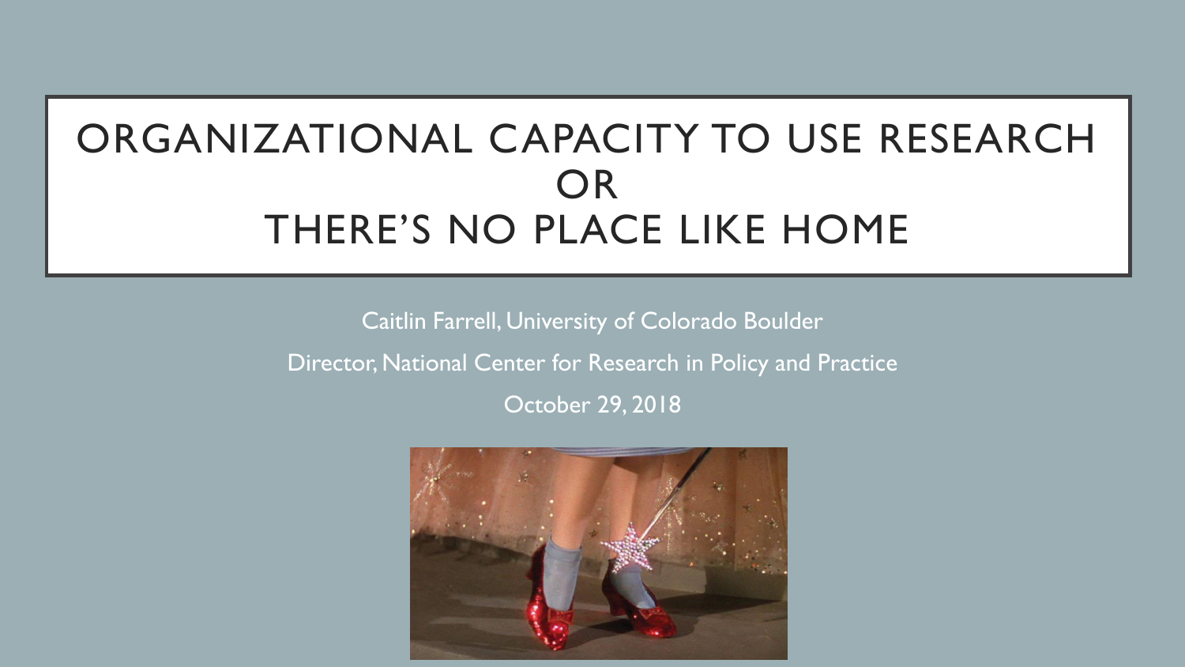# ORGANIZATIONAL CAPACITY TO USE RESEARCH OR THERE'S NO PLACE LIKE HOME

Caitlin Farrell, University of Colorado Boulder

Director, National Center for Research in Policy and Practice

October 29, 2018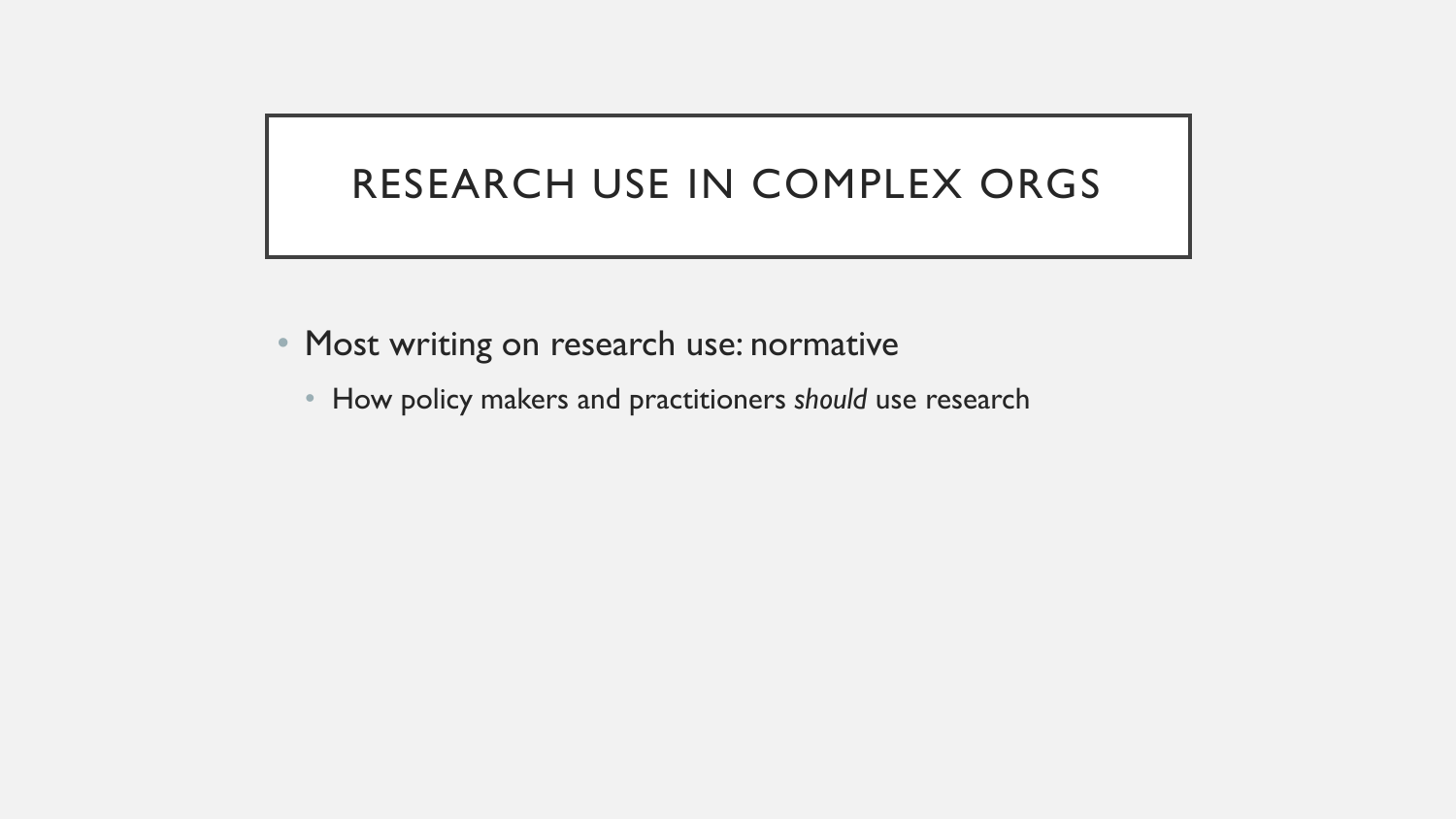# RESEARCH USE IN COMPLEX ORGS

- Most writing on research use: normative
  - How policy makers and practitioners *should* use research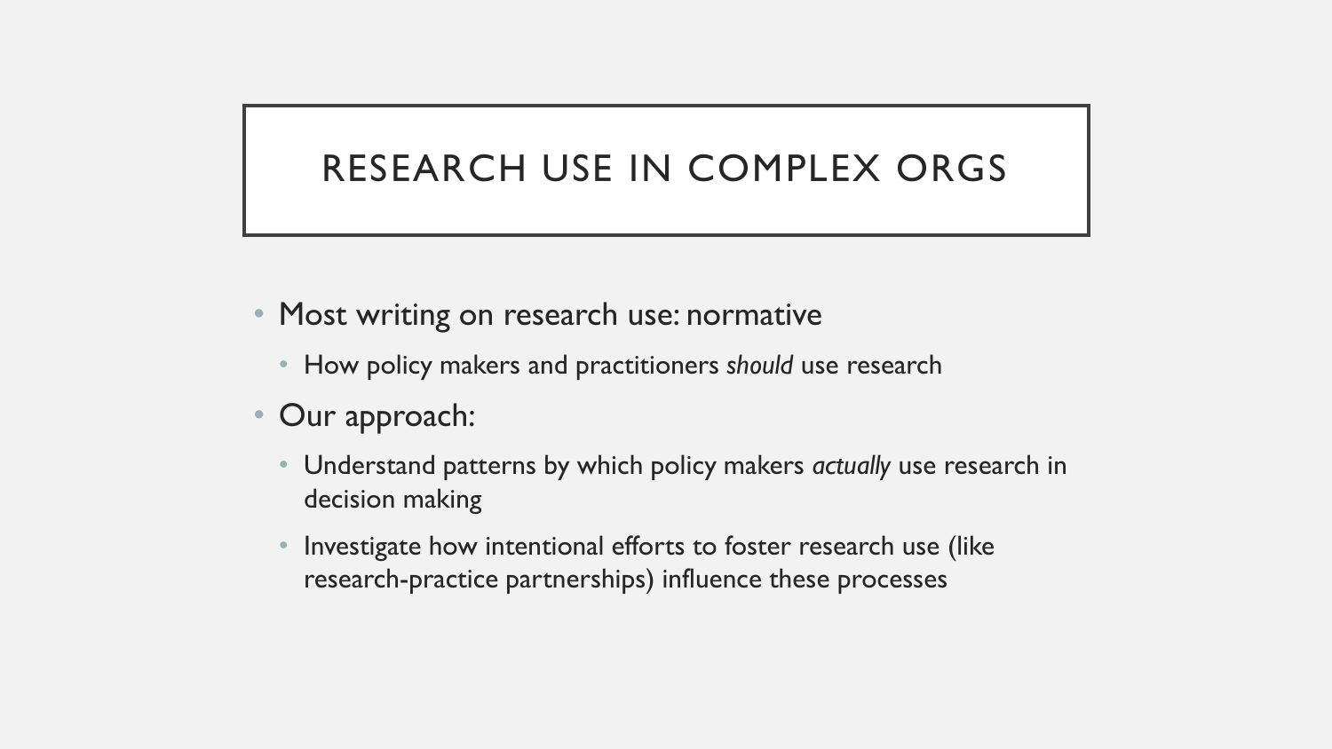# RESEARCH USE IN COMPLEX ORGS

- Most writing on research use: normative
  - How policy makers and practitioners *should* use research
- Our approach:
  - Understand patterns by which policy makers *actually* use research in decision making
  - Investigate how intentional efforts to foster research use (like research-practice partnerships) influence these processes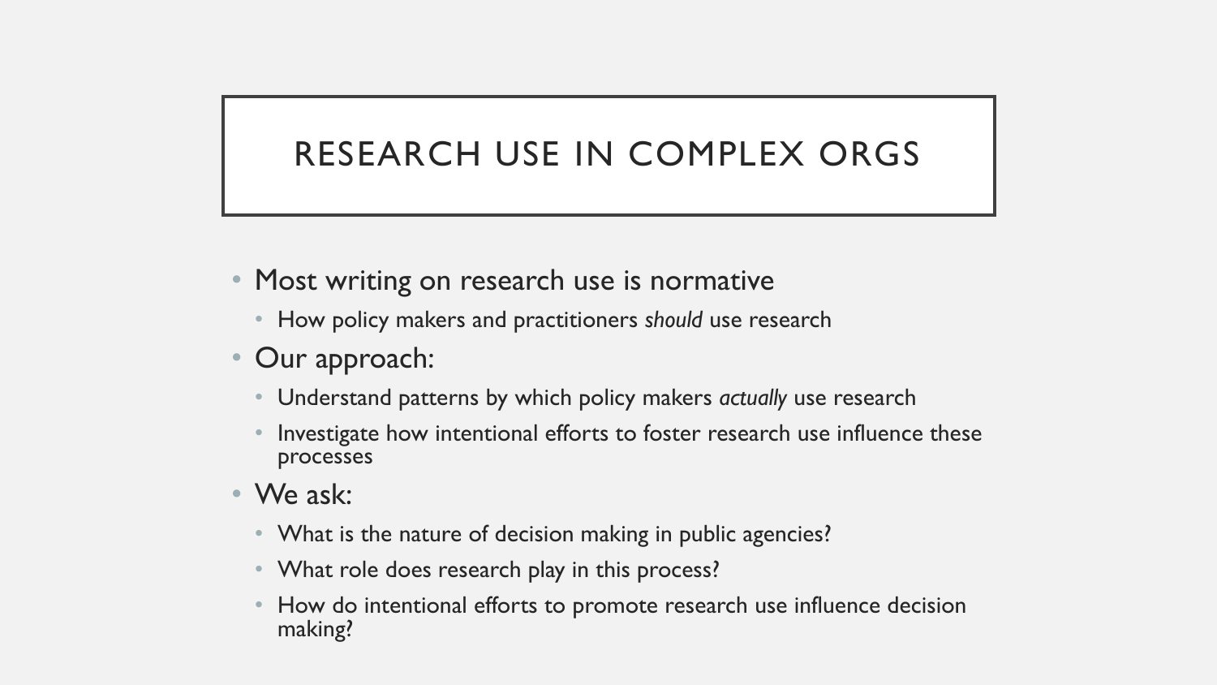# RESEARCH USE IN COMPLEX ORGS

- Most writing on research use is normative
  - How policy makers and practitioners *should* use research
- Our approach:
  - Understand patterns by which policy makers *actually* use research
  - Investigate how intentional efforts to foster research use influence these processes
- We ask:
  - What is the nature of decision making in public agencies?
  - What role does research play in this process?
  - How do intentional efforts to promote research use influence decision making?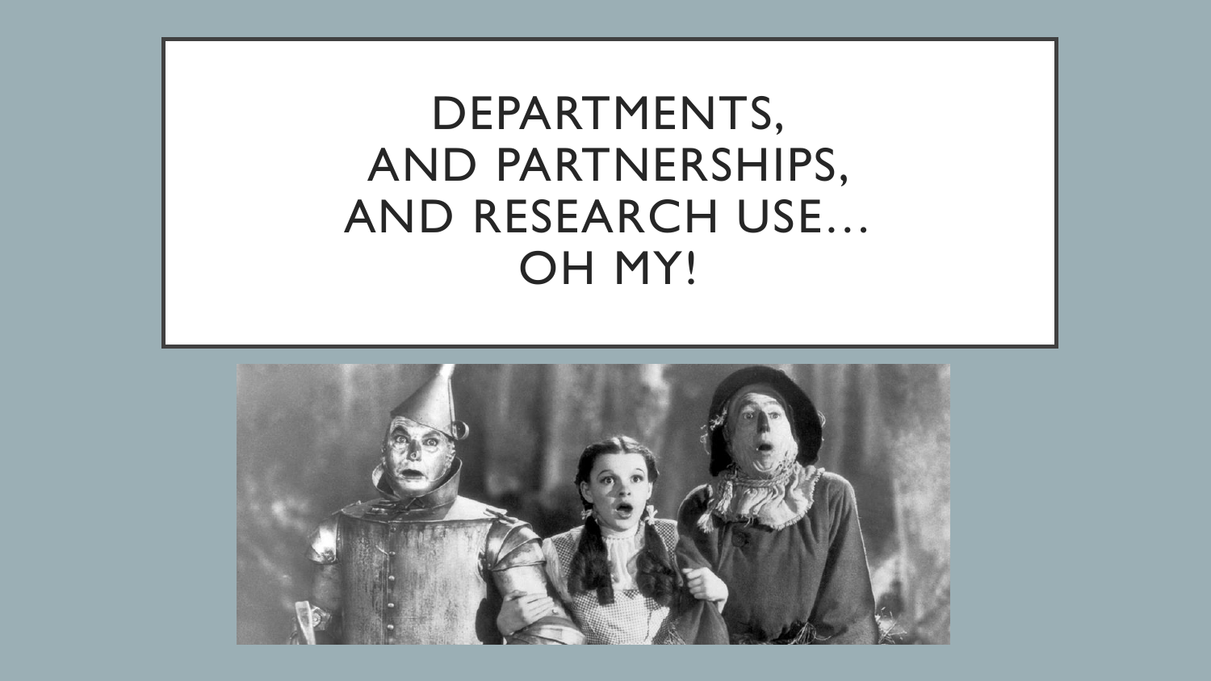# DEPARTMENTS, AND PARTNERSHIPS, AND RESEARCH USE… OH MY!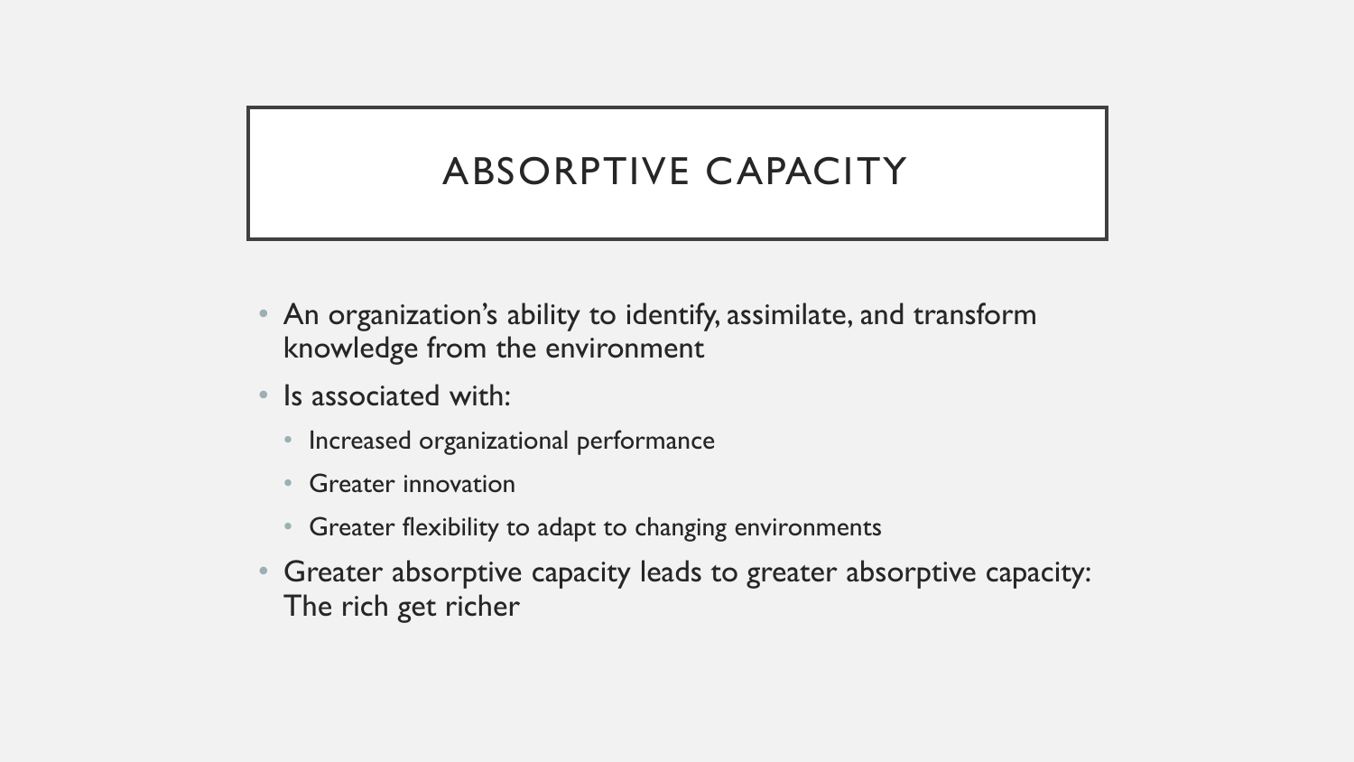# ABSORPTIVE CAPACITY

- An organization's ability to identify, assimilate, and transform knowledge from the environment
- Is associated with:
  - Increased organizational performance
  - Greater innovation
  - Greater flexibility to adapt to changing environments
- Greater absorptive capacity leads to greater absorptive capacity: The rich get richer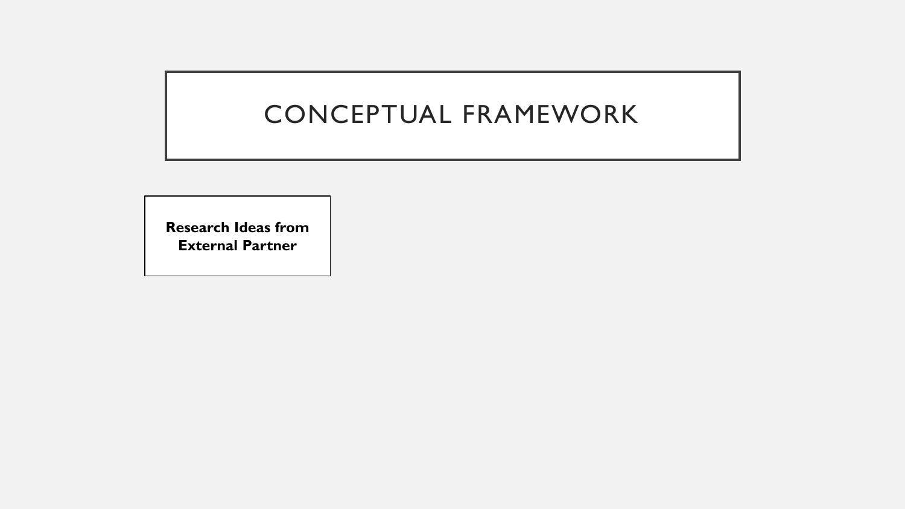# CONCEPTUAL FRAMEWORK

**Research Ideas from External Partner**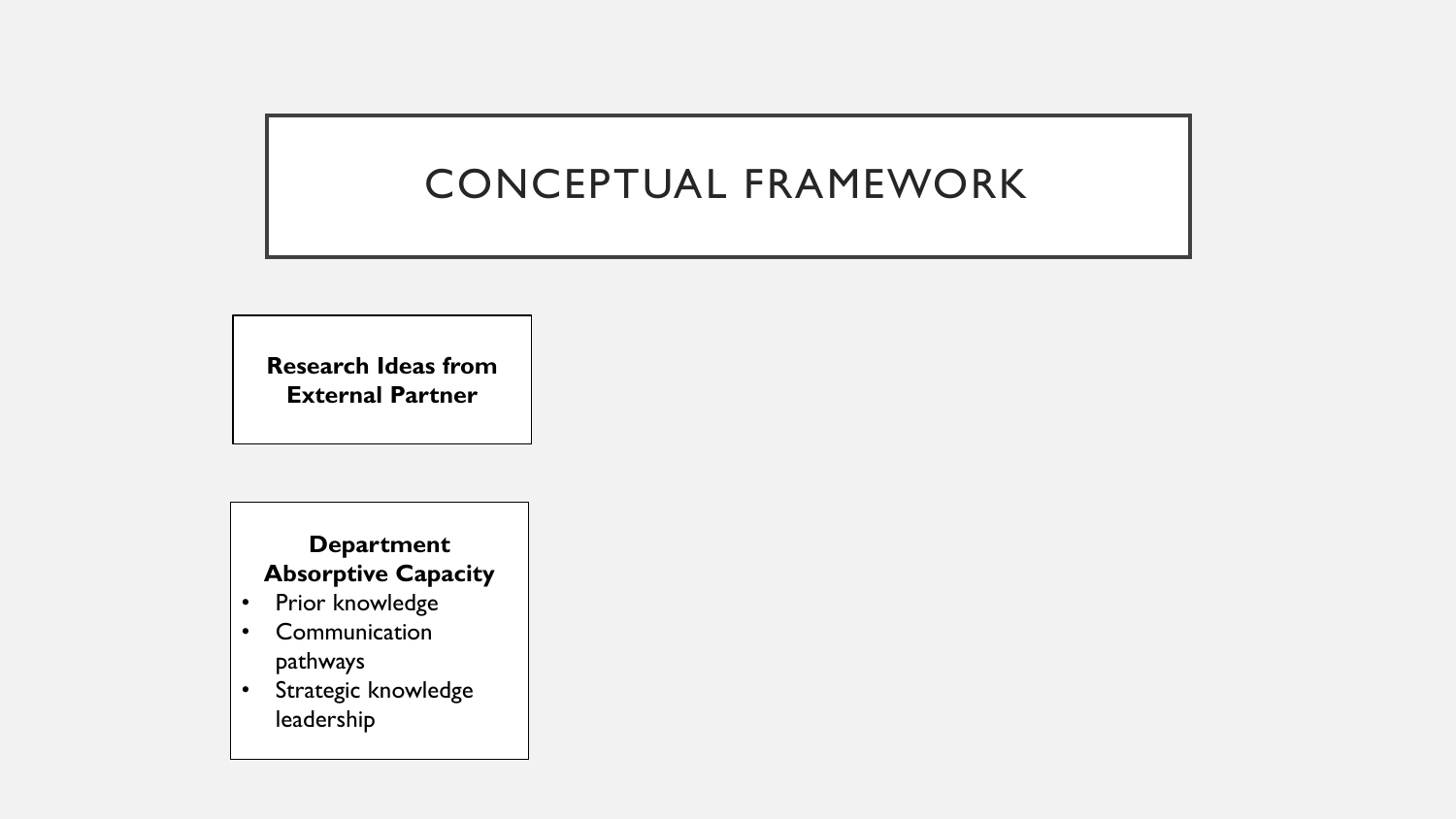# CONCEPTUAL FRAMEWORK

**Research Ideas from External Partner**

**Department Absorptive Capacity**

- Prior knowledge
- Communication pathways
- Strategic knowledge leadership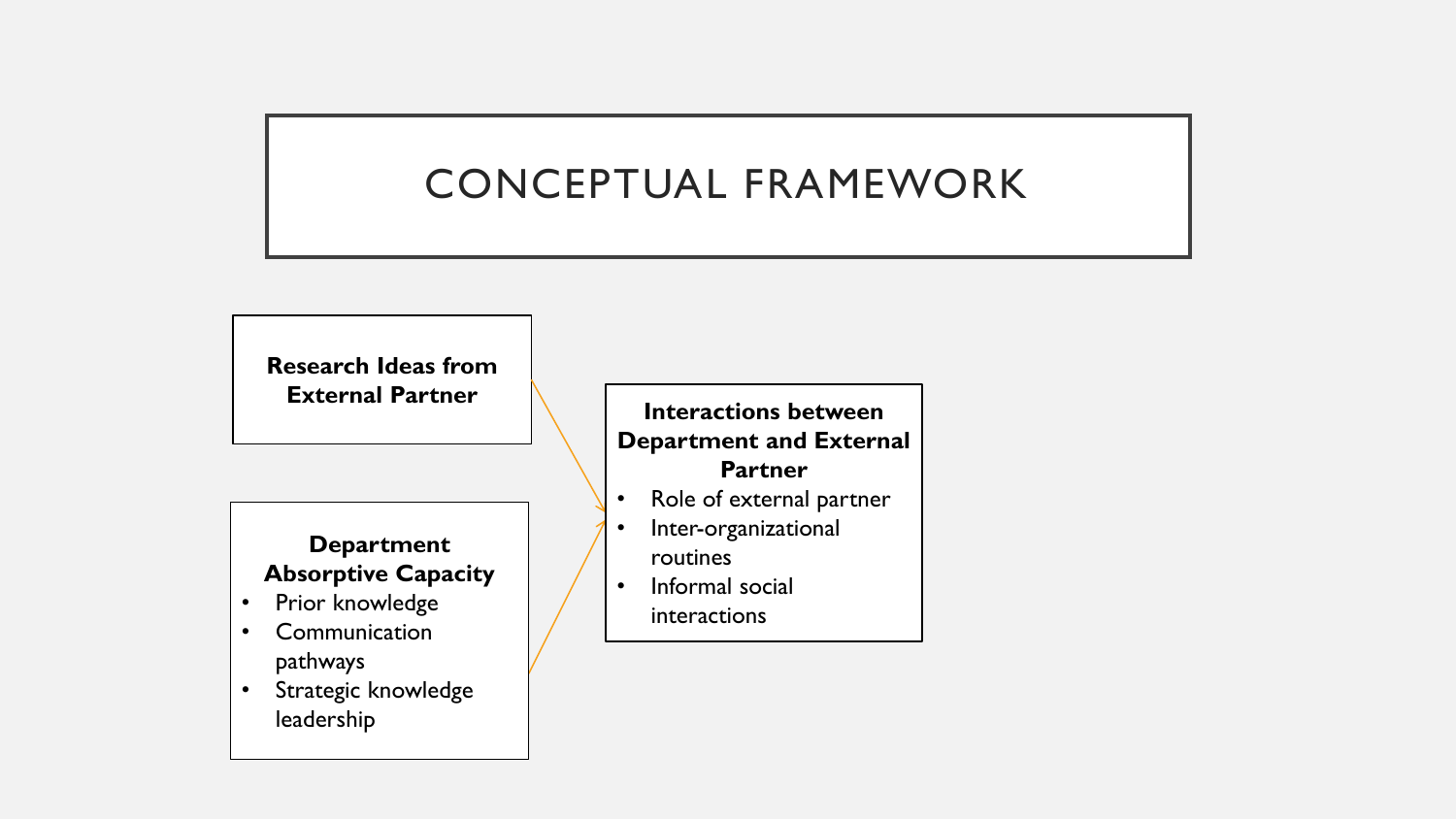# CONCEPTUAL FRAMEWORK

**Research Ideas from External Partner**

**Department Absorptive Capacity**

- Prior knowledge
- Communication pathways
- Strategic knowledge leadership

**Interactions between Department and External Partner**

- Role of external partner
- Inter-organizational routines
- Informal social interactions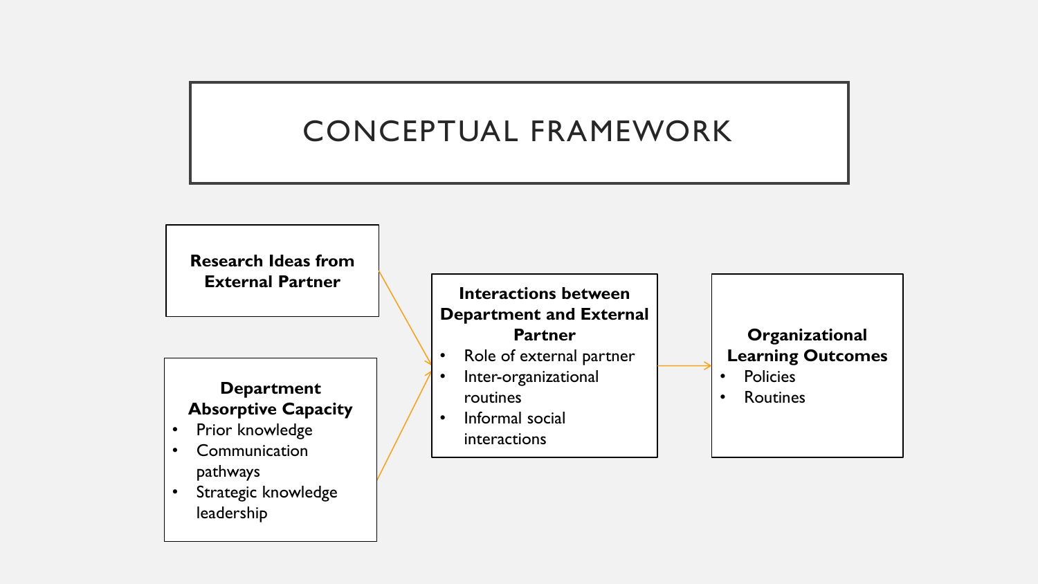# CONCEPTUAL FRAMEWORK

**Research Ideas from External Partner**

**Department Absorptive Capacity**

- Prior knowledge
- Communication pathways
- Strategic knowledge leadership

**Interactions between Department and External Partner**

- Role of external partner
- Inter-organizational routines
- Informal social interactions

**Organizational Learning Outcomes**

- Policies
- Routines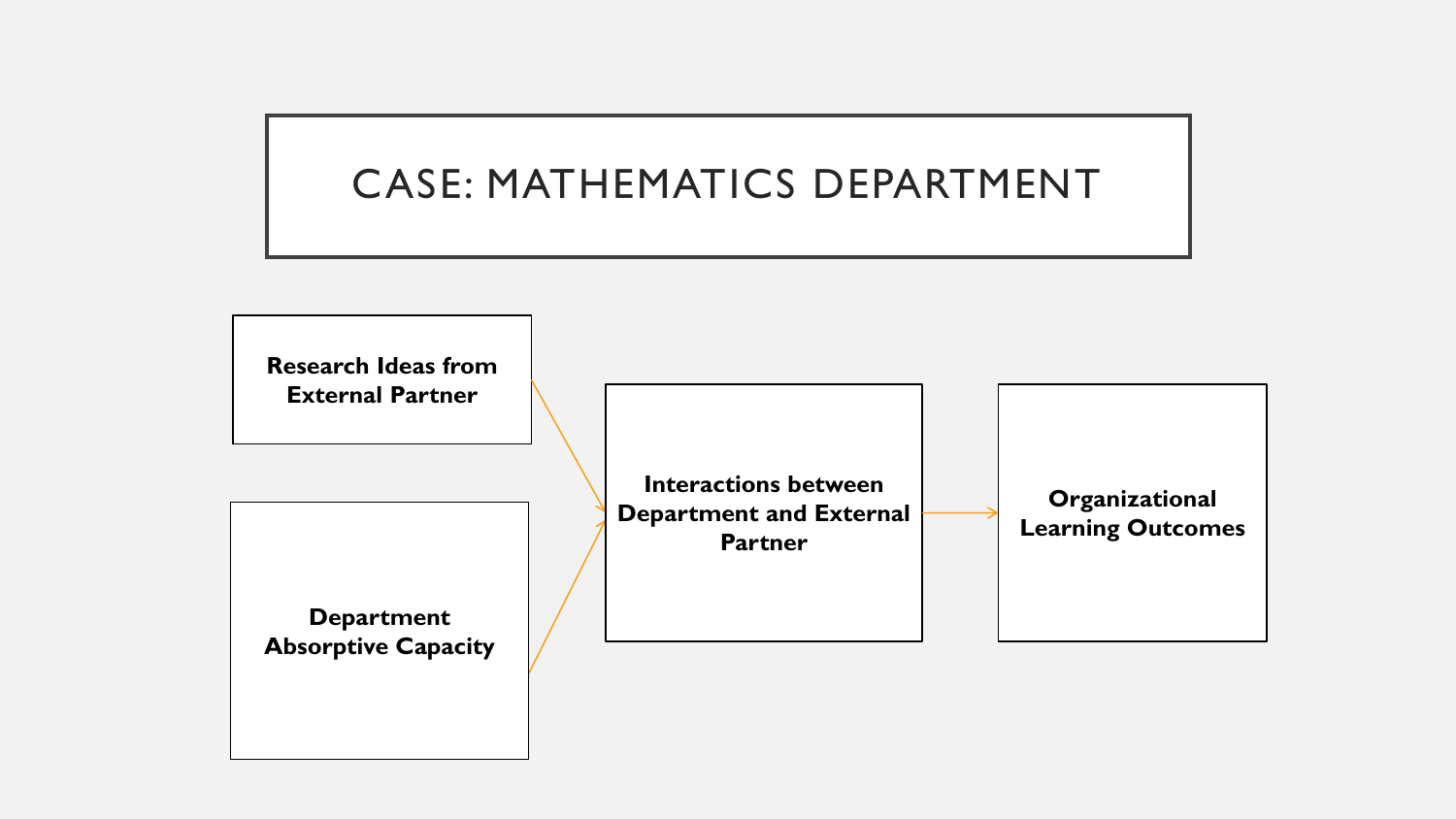# CASE: MATHEMATICS DEPARTMENT

**Research Ideas from External Partner**

**Department Absorptive Capacity**

**Interactions between Department and External Partner**

**Organizational Learning Outcomes**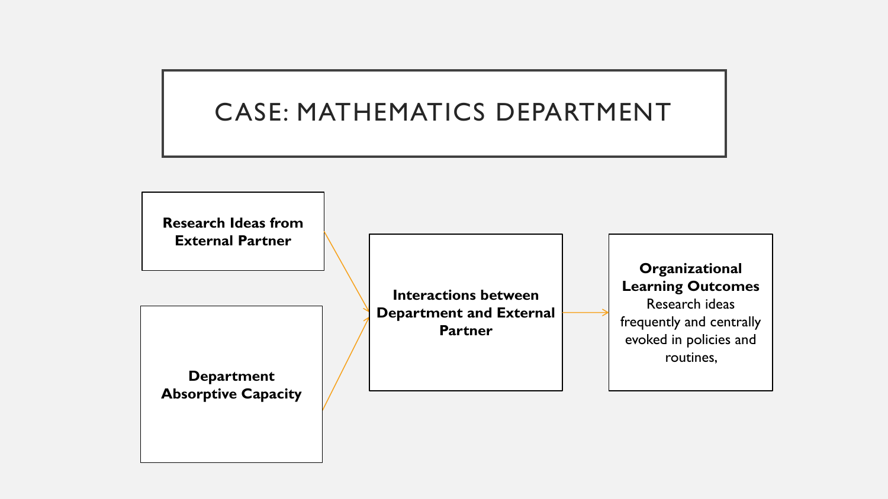# CASE: MATHEMATICS DEPARTMENT

**Research Ideas from External Partner**

**Department Absorptive Capacity**

**Interactions between Department and External Partner**

**Organizational Learning Outcomes**
Research ideas frequently and centrally evoked in policies and routines,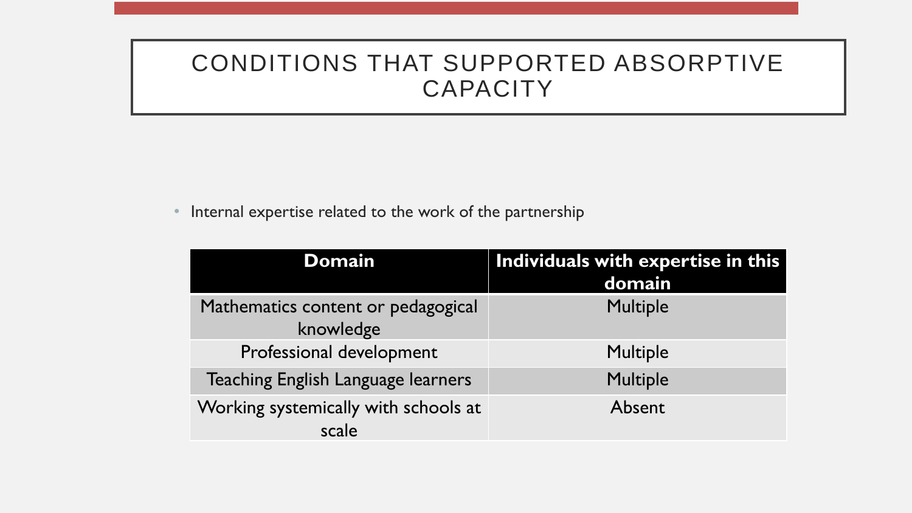# CONDITIONS THAT SUPPORTED ABSORPTIVE CAPACITY

- Internal expertise related to the work of the partnership

| Domain | Individuals with expertise in this domain |
| --- | --- |
| Mathematics content or pedagogical knowledge | Multiple |
| Professional development | Multiple |
| Teaching English Language learners | Multiple |
| Working systemically with schools at scale | Absent |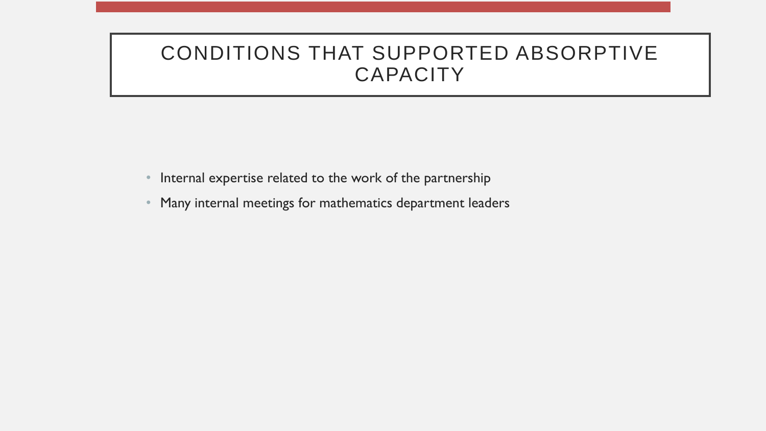# CONDITIONS THAT SUPPORTED ABSORPTIVE CAPACITY

- Internal expertise related to the work of the partnership
- Many internal meetings for mathematics department leaders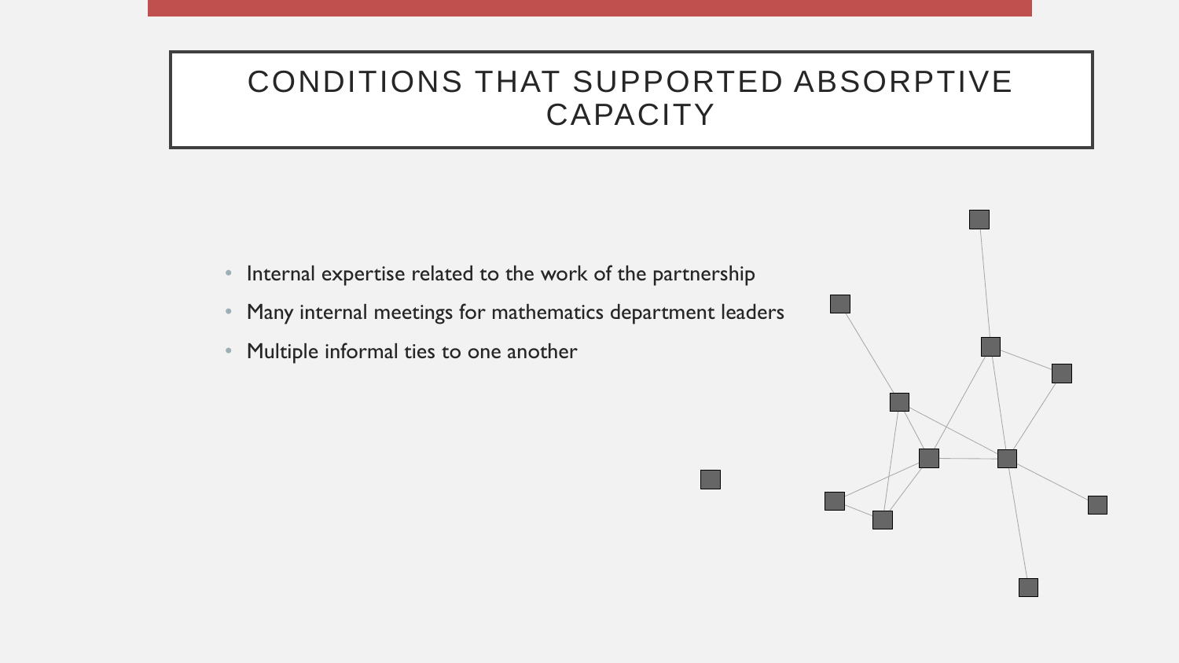# CONDITIONS THAT SUPPORTED ABSORPTIVE CAPACITY

- Internal expertise related to the work of the partnership
- Many internal meetings for mathematics department leaders
- Multiple informal ties to one another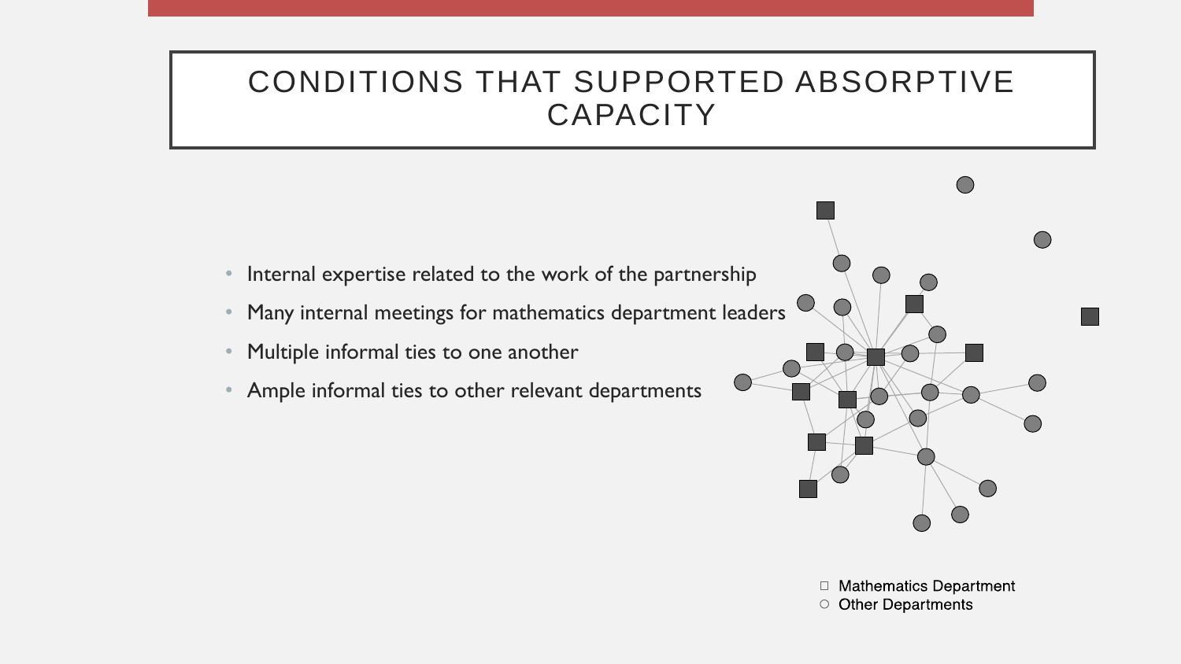# CONDITIONS THAT SUPPORTED ABSORPTIVE CAPACITY

- Internal expertise related to the work of the partnership
- Many internal meetings for mathematics department leaders
- Multiple informal ties to one another
- Ample informal ties to other relevant departments

□ Mathematics Department
○ Other Departments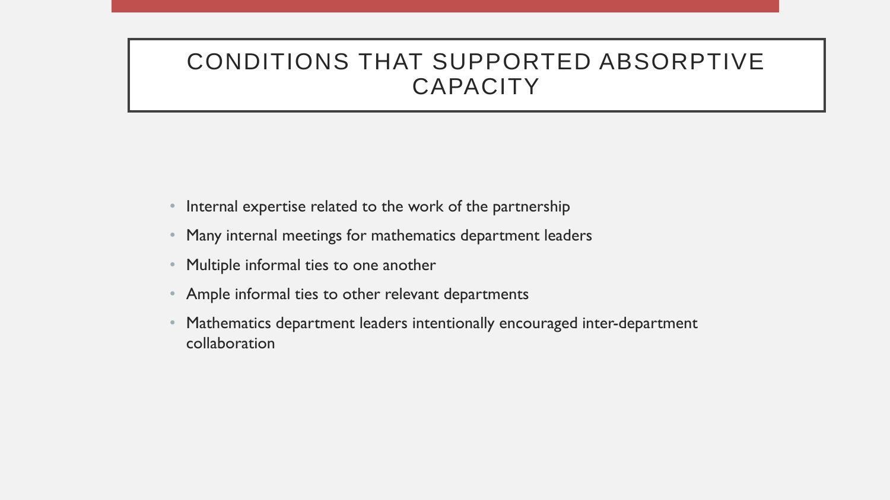# CONDITIONS THAT SUPPORTED ABSORPTIVE CAPACITY

- Internal expertise related to the work of the partnership
- Many internal meetings for mathematics department leaders
- Multiple informal ties to one another
- Ample informal ties to other relevant departments
- Mathematics department leaders intentionally encouraged inter-department collaboration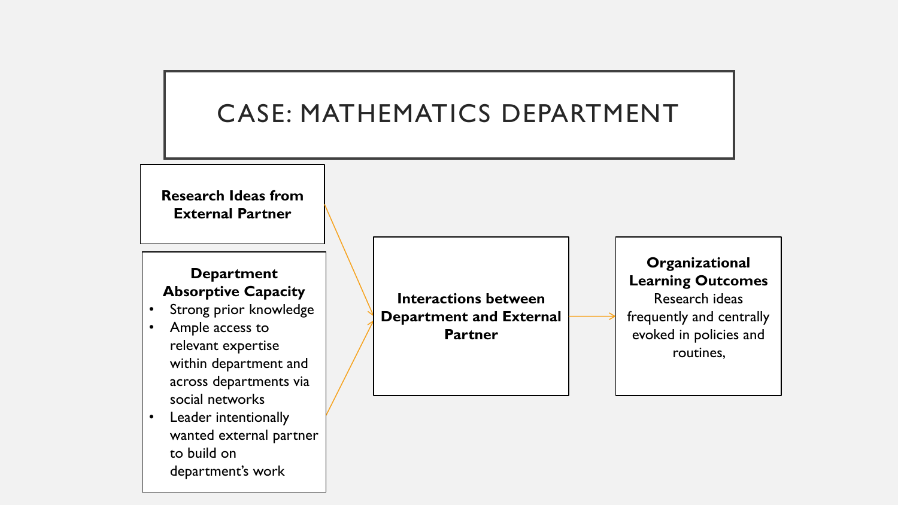# CASE: MATHEMATICS DEPARTMENT

**Research Ideas from External Partner**

**Department Absorptive Capacity**

- Strong prior knowledge
- Ample access to relevant expertise within department and across departments via social networks
- Leader intentionally wanted external partner to build on department's work

**Interactions between Department and External Partner**

**Organizational Learning Outcomes**

Research ideas frequently and centrally evoked in policies and routines,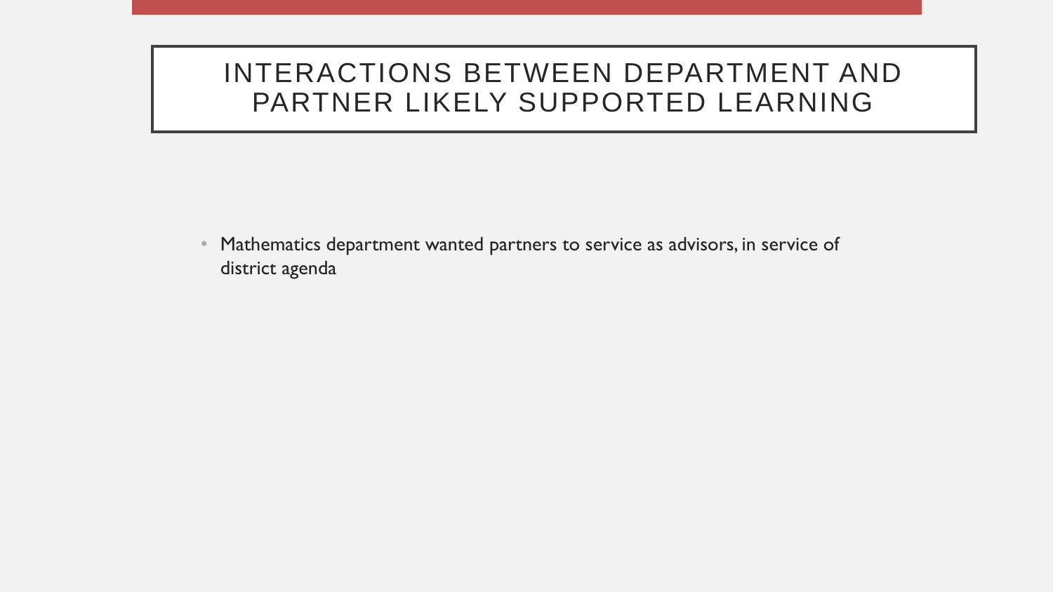# INTERACTIONS BETWEEN DEPARTMENT AND PARTNER LIKELY SUPPORTED LEARNING

- Mathematics department wanted partners to service as advisors, in service of district agenda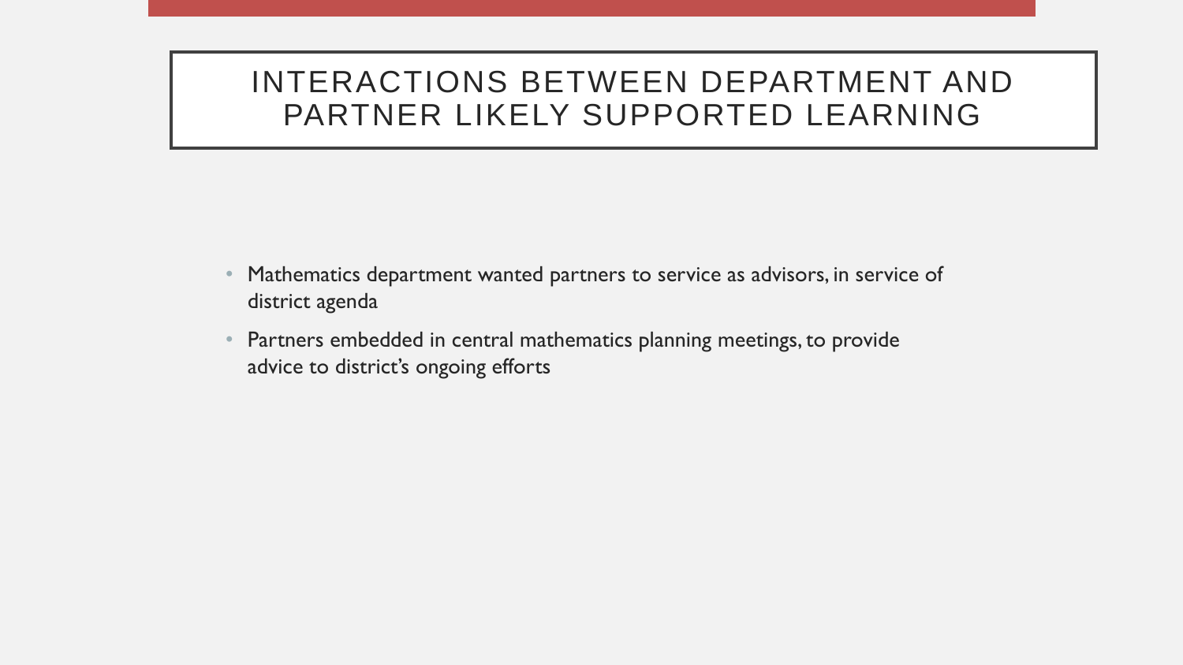# INTERACTIONS BETWEEN DEPARTMENT AND PARTNER LIKELY SUPPORTED LEARNING

- Mathematics department wanted partners to service as advisors, in service of district agenda
- Partners embedded in central mathematics planning meetings, to provide advice to district's ongoing efforts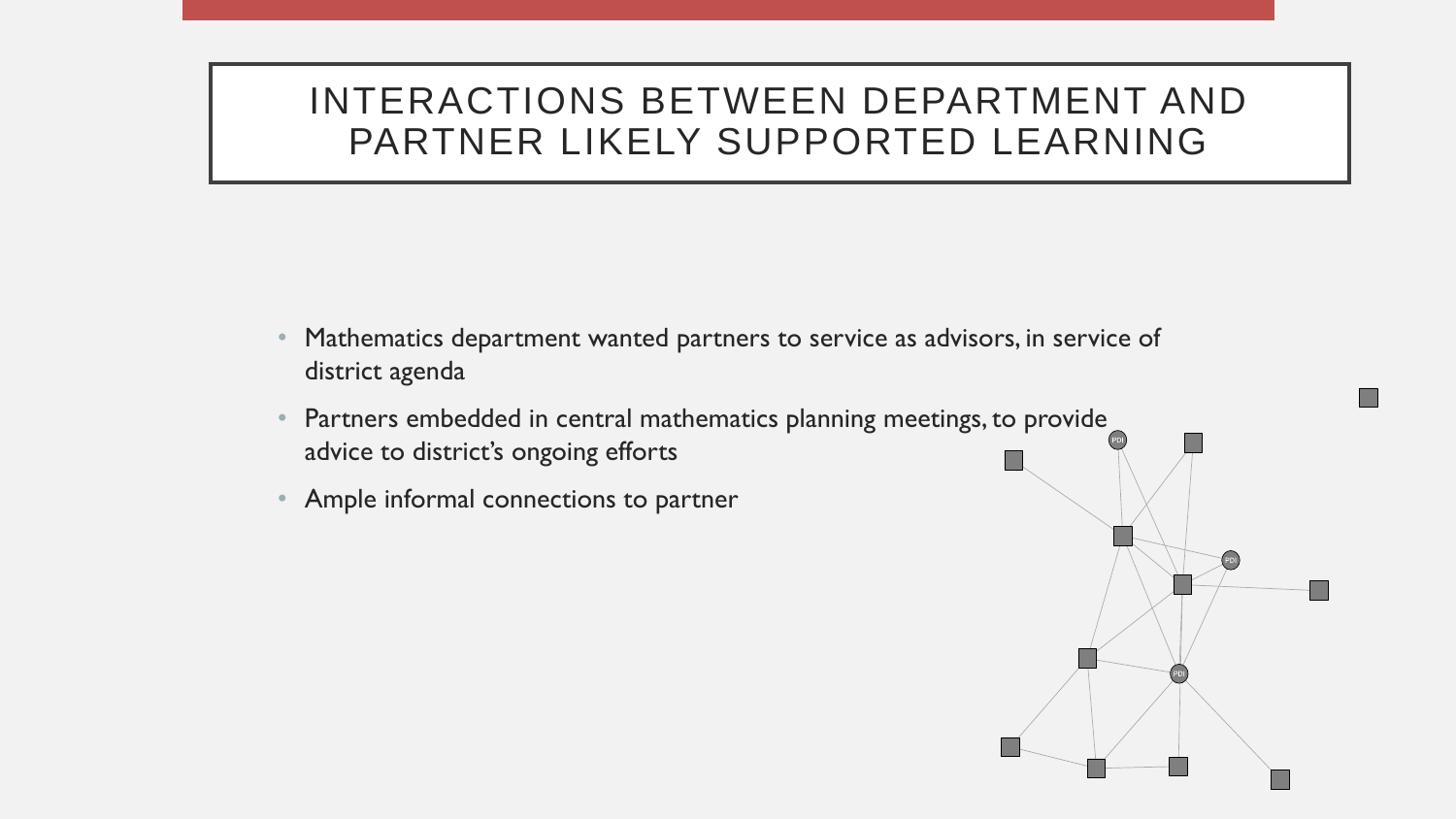# INTERACTIONS BETWEEN DEPARTMENT AND PARTNER LIKELY SUPPORTED LEARNING

- Mathematics department wanted partners to service as advisors, in service of district agenda
- Partners embedded in central mathematics planning meetings, to provide advice to district's ongoing efforts
- Ample informal connections to partner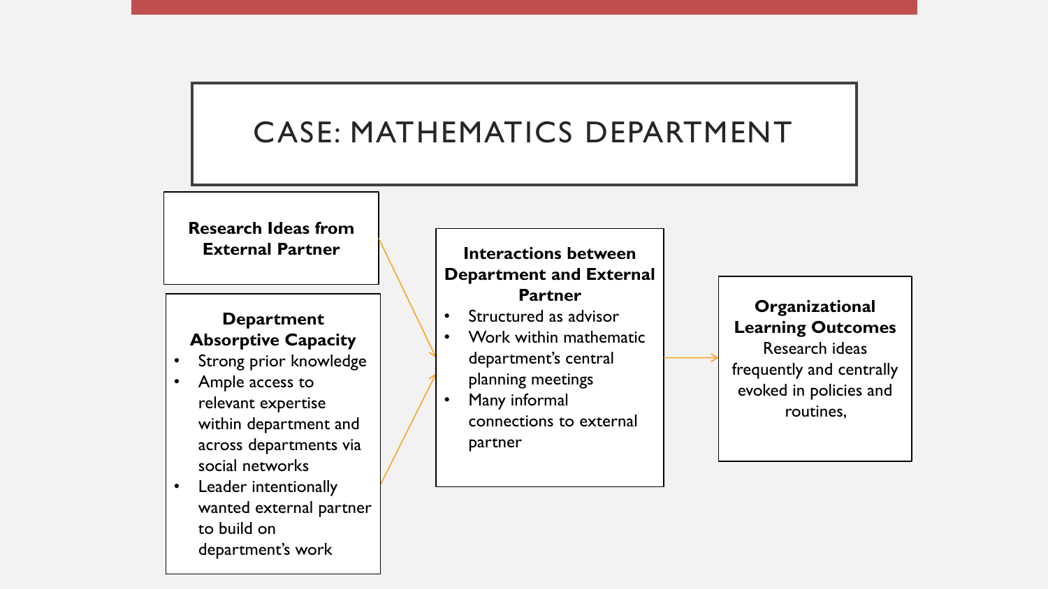# CASE: MATHEMATICS DEPARTMENT

**Research Ideas from External Partner**

**Department Absorptive Capacity**

- Strong prior knowledge
- Ample access to relevant expertise within department and across departments via social networks
- Leader intentionally wanted external partner to build on department's work

**Interactions between Department and External Partner**

- Structured as advisor
- Work within mathematic department's central planning meetings
- Many informal connections to external partner

**Organizational Learning Outcomes**

Research ideas frequently and centrally evoked in policies and routines,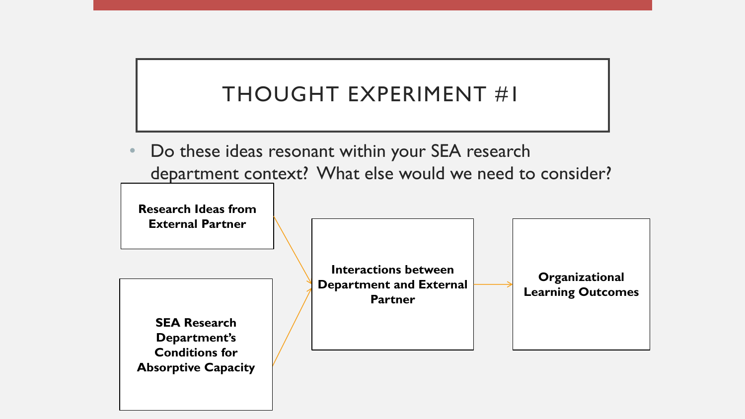# THOUGHT EXPERIMENT #1

- Do these ideas resonant within your SEA research department context? What else would we need to consider?

**Research Ideas from External Partner**

**SEA Research Department's Conditions for Absorptive Capacity**

**Interactions between Department and External Partner**

**Organizational Learning Outcomes**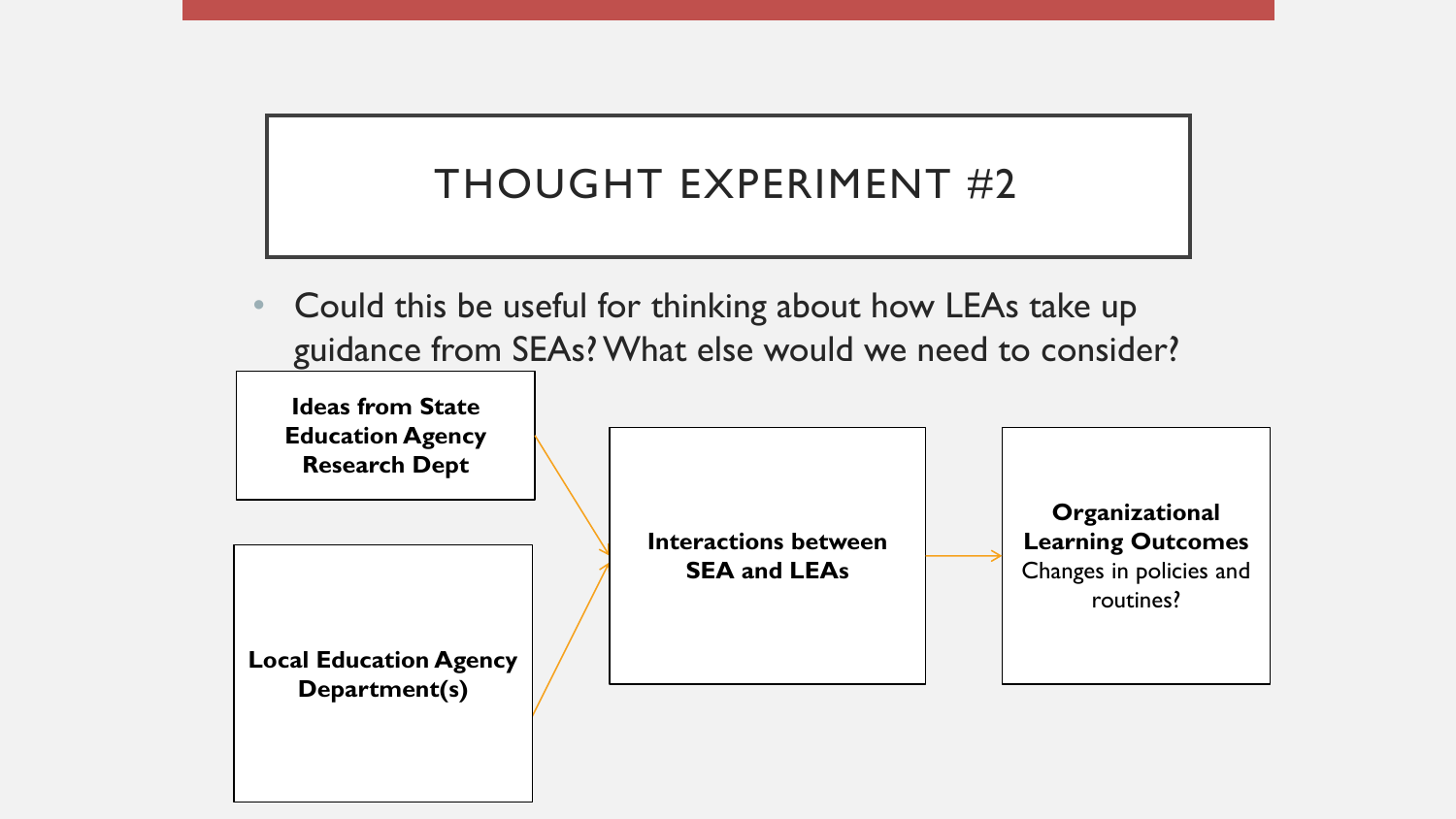# THOUGHT EXPERIMENT #2

- Could this be useful for thinking about how LEAs take up guidance from SEAs? What else would we need to consider?

**Ideas from State Education Agency Research Dept**

**Local Education Agency Department(s)**

**Interactions between SEA and LEAs**

**Organizational Learning Outcomes**
Changes in policies and routines?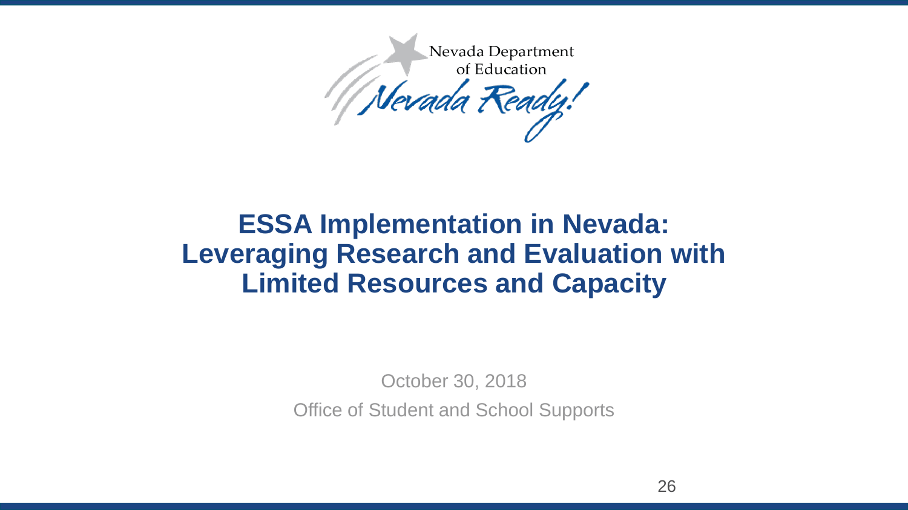Nevada Department of Education

*Nevada Ready!*

# ESSA Implementation in Nevada: Leveraging Research and Evaluation with Limited Resources and Capacity

October 30, 2018

Office of Student and School Supports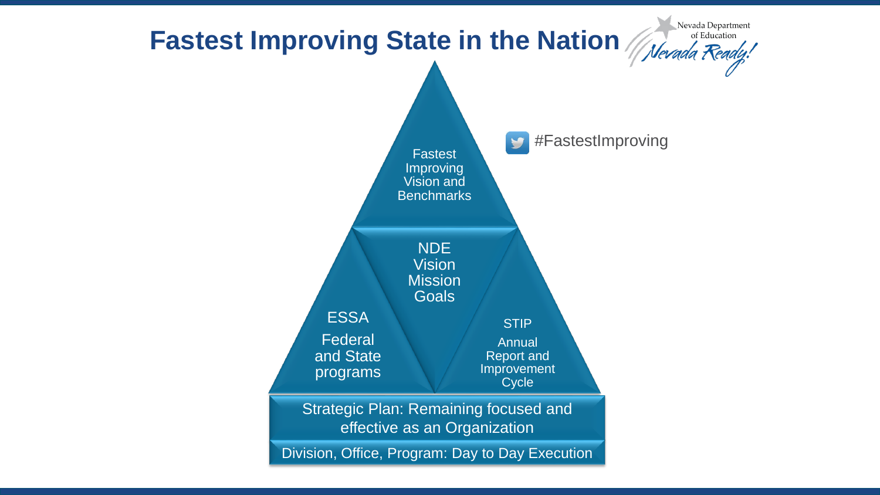# Fastest Improving State in the Nation

Nevada Department of Education
Nevada Ready!

#FastestImproving

Fastest Improving Vision and Benchmarks

NDE Vision Mission Goals

ESSA

Federal and State programs

STIP

Annual Report and Improvement Cycle

Strategic Plan: Remaining focused and effective as an Organization

Division, Office, Program: Day to Day Execution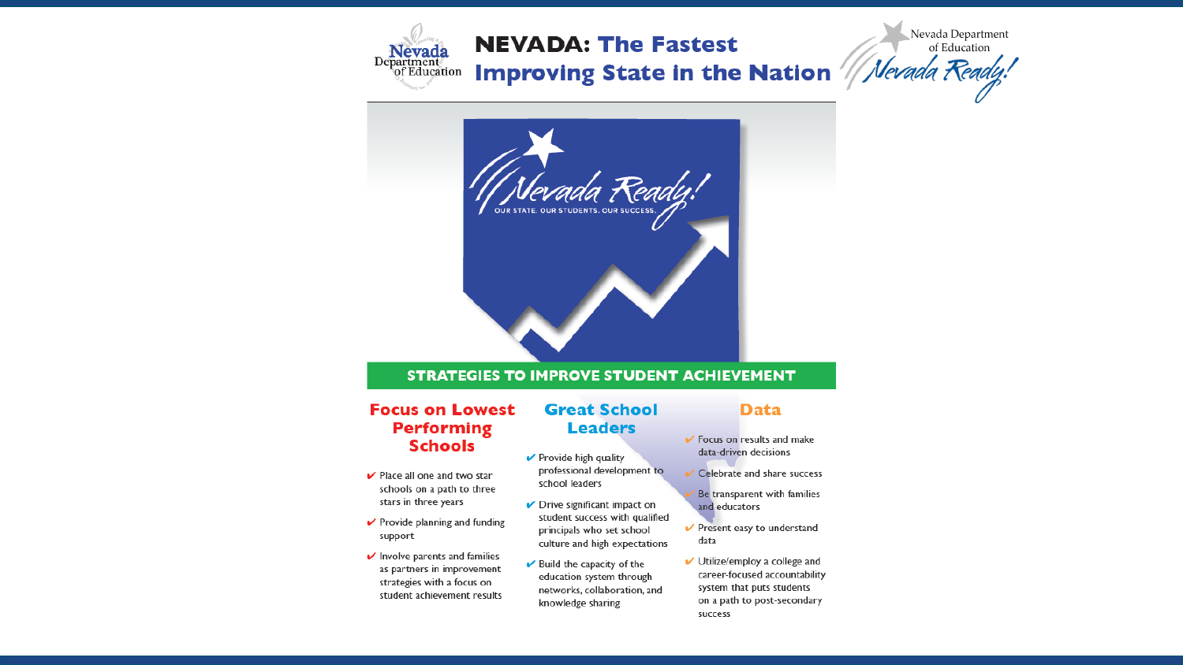# NEVADA: The Fastest Improving State in the Nation

Nevada Department of Education

*Nevada Ready!*

OUR STATE. OUR STUDENTS. OUR SUCCESS.

## STRATEGIES TO IMPROVE STUDENT ACHIEVEMENT

### Focus on Lowest Performing Schools

- Place all one and two star schools on a path to three stars in three years
- Provide planning and funding support
- Involve parents and families as partners in improvement strategies with a focus on student achievement results

### Great School Leaders

- Provide high quality professional development to school leaders
- Drive significant impact on student success with qualified principals who set school culture and high expectations
- Build the capacity of the education system through networks, collaboration, and knowledge sharing

### Data

- Focus on results and make data-driven decisions
- Celebrate and share success
- Be transparent with families and educators
- Present easy to understand data
- Utilize/employ a college and career-focused accountability system that puts students on a path to post-secondary success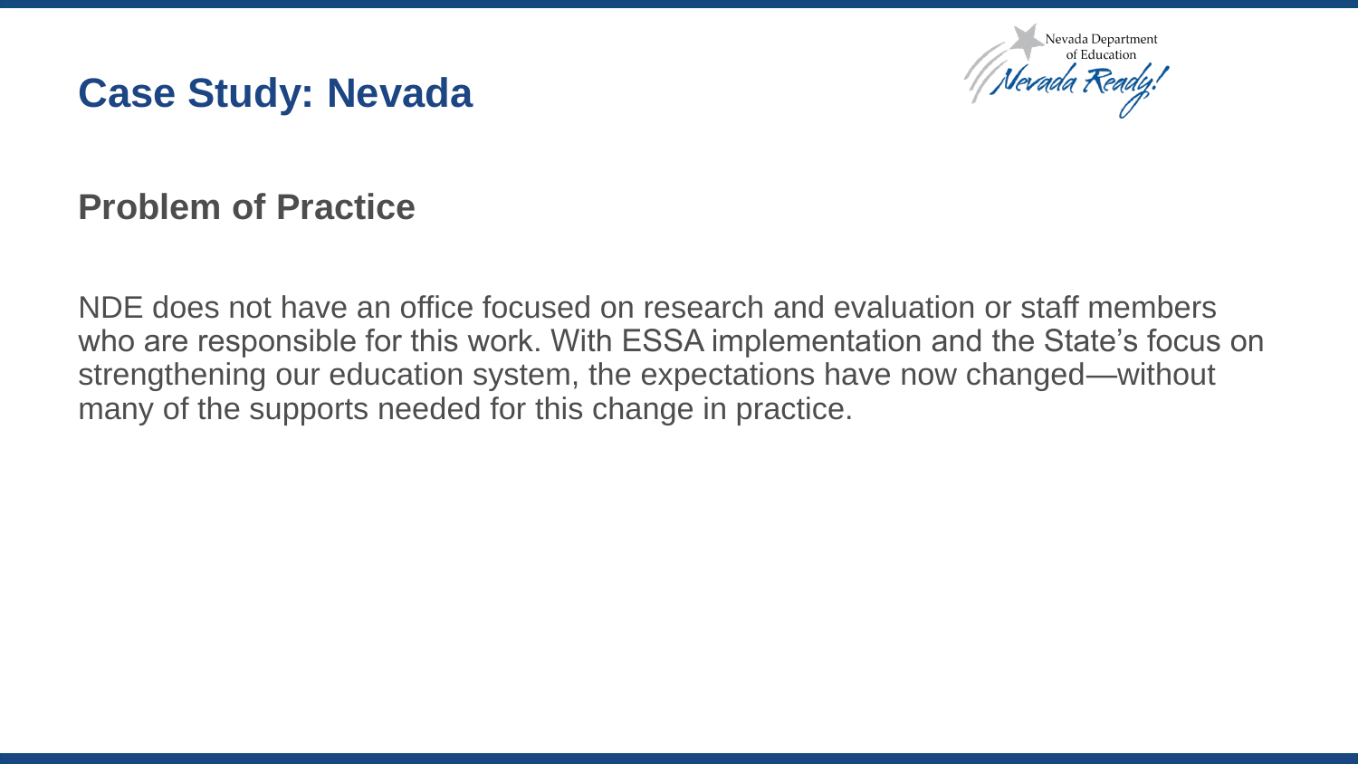# Case Study: Nevada

## Problem of Practice

NDE does not have an office focused on research and evaluation or staff members who are responsible for this work. With ESSA implementation and the State's focus on strengthening our education system, the expectations have now changed—without many of the supports needed for this change in practice.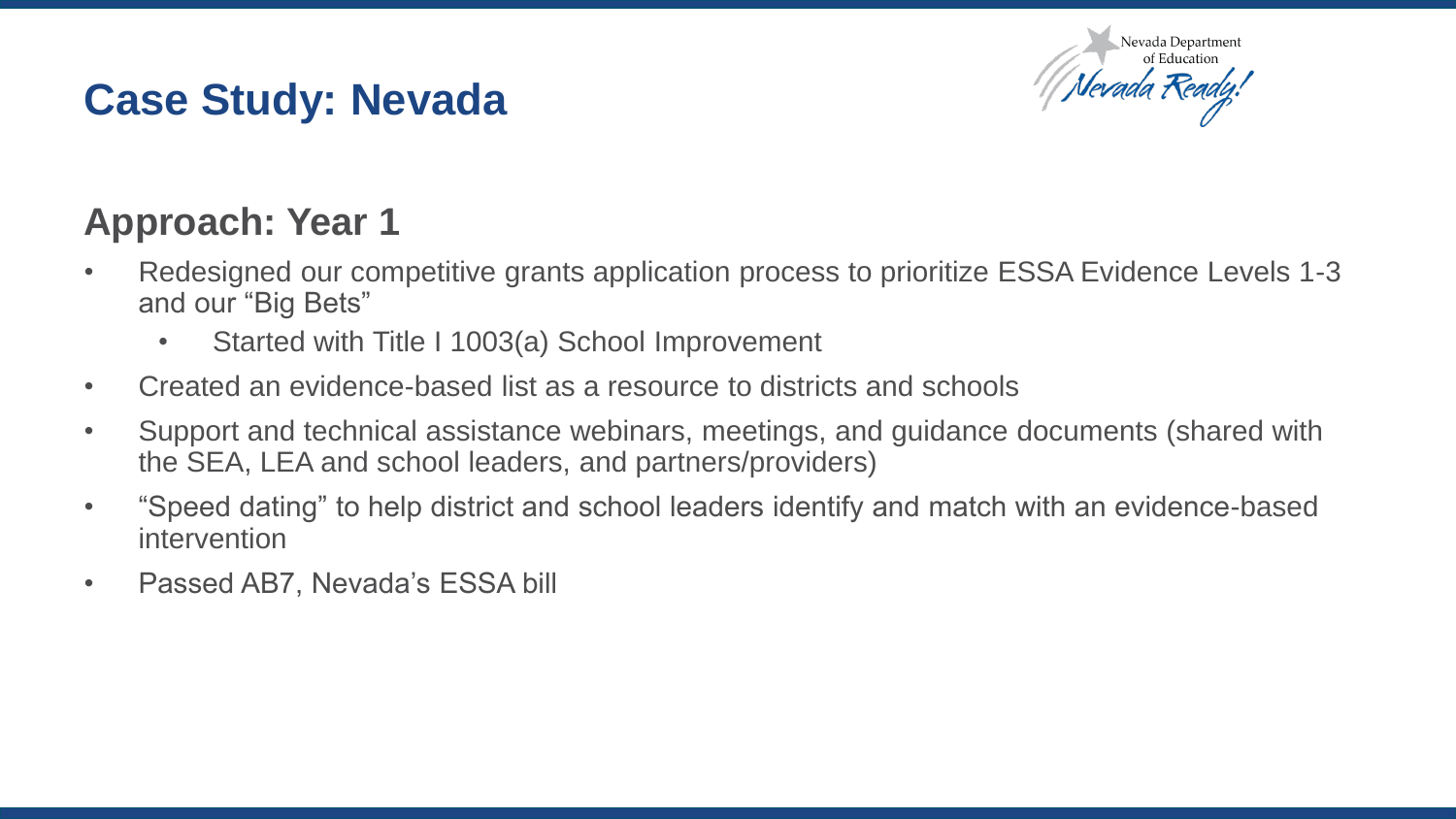# Case Study: Nevada

Nevada Department of Education

*Nevada Ready!*

## Approach: Year 1

- Redesigned our competitive grants application process to prioritize ESSA Evidence Levels 1-3 and our "Big Bets"
    - Started with Title I 1003(a) School Improvement
- Created an evidence-based list as a resource to districts and schools
- Support and technical assistance webinars, meetings, and guidance documents (shared with the SEA, LEA and school leaders, and partners/providers)
- "Speed dating" to help district and school leaders identify and match with an evidence-based intervention
- Passed AB7, Nevada's ESSA bill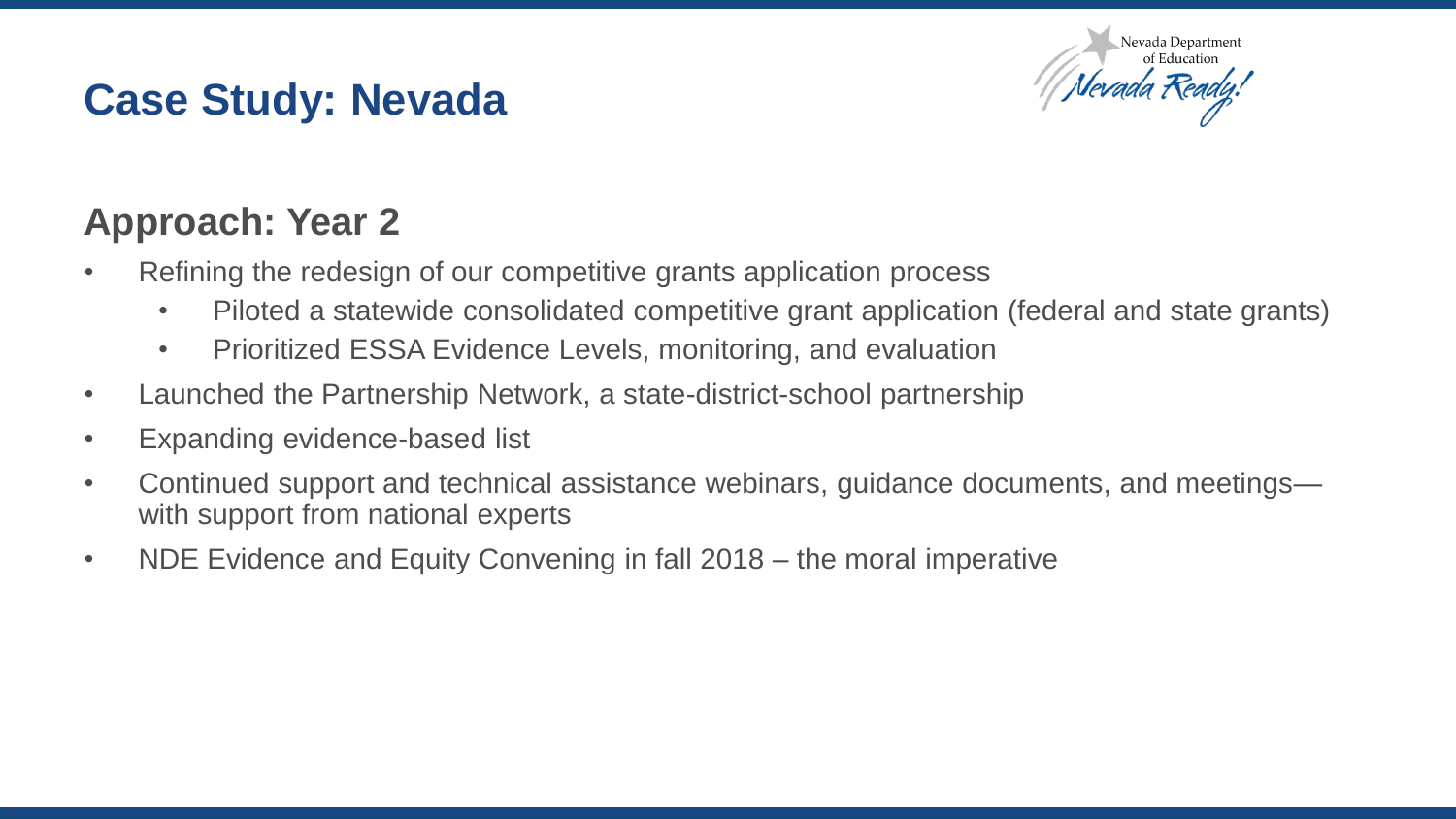# Case Study: Nevada

## Approach: Year 2

- Refining the redesign of our competitive grants application process
  - Piloted a statewide consolidated competitive grant application (federal and state grants)
  - Prioritized ESSA Evidence Levels, monitoring, and evaluation
- Launched the Partnership Network, a state-district-school partnership
- Expanding evidence-based list
- Continued support and technical assistance webinars, guidance documents, and meetings—with support from national experts
- NDE Evidence and Equity Convening in fall 2018 – the moral imperative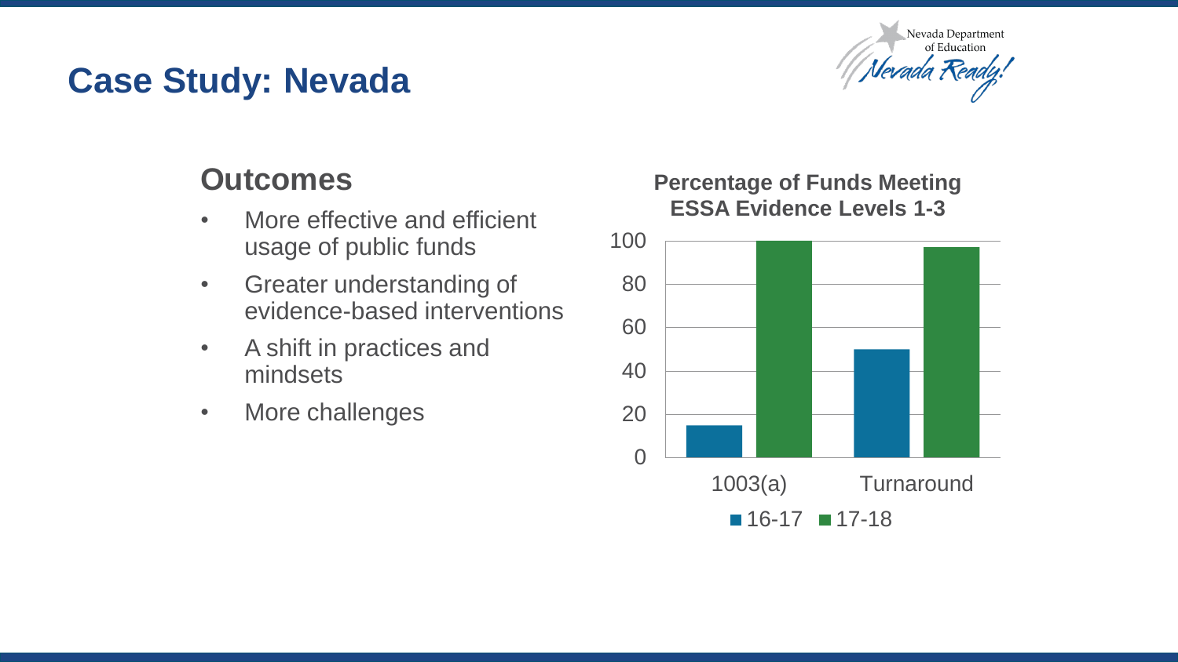# Case Study: Nevada

Nevada Department of Education — *Nevada Ready!*

## Outcomes

- More effective and efficient usage of public funds
- Greater understanding of evidence-based interventions
- A shift in practices and mindsets
- More challenges

**Percentage of Funds Meeting ESSA Evidence Levels 1-3**

| | 16-17 | 17-18 |
|---|---|---|
| 1003(a) | 15 | 100 |
| Turnaround | 50 | 97 |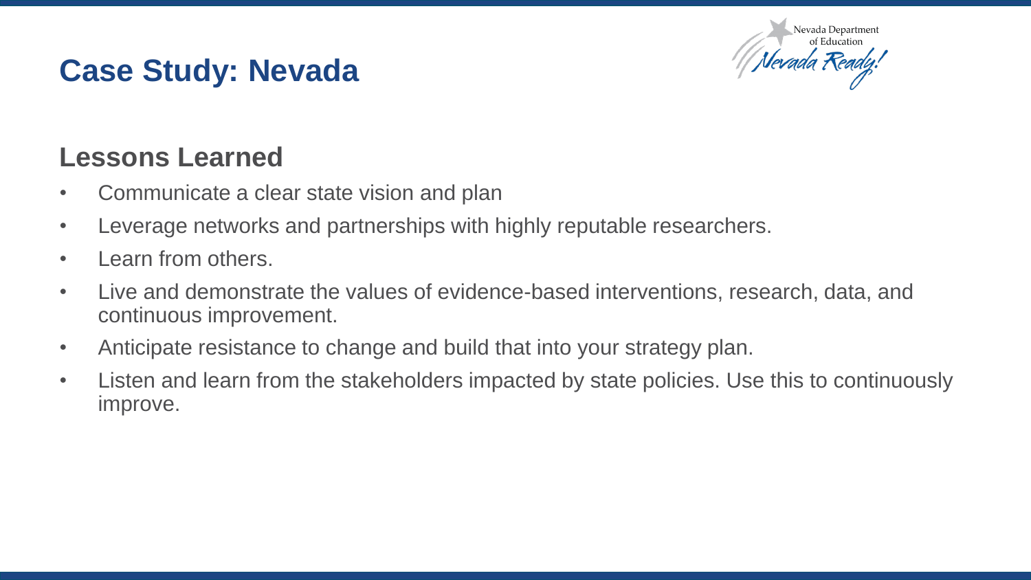# Case Study: Nevada

Nevada Department of Education

*Nevada Ready!*

## Lessons Learned

- Communicate a clear state vision and plan
- Leverage networks and partnerships with highly reputable researchers.
- Learn from others.
- Live and demonstrate the values of evidence-based interventions, research, data, and continuous improvement.
- Anticipate resistance to change and build that into your strategy plan.
- Listen and learn from the stakeholders impacted by state policies. Use this to continuously improve.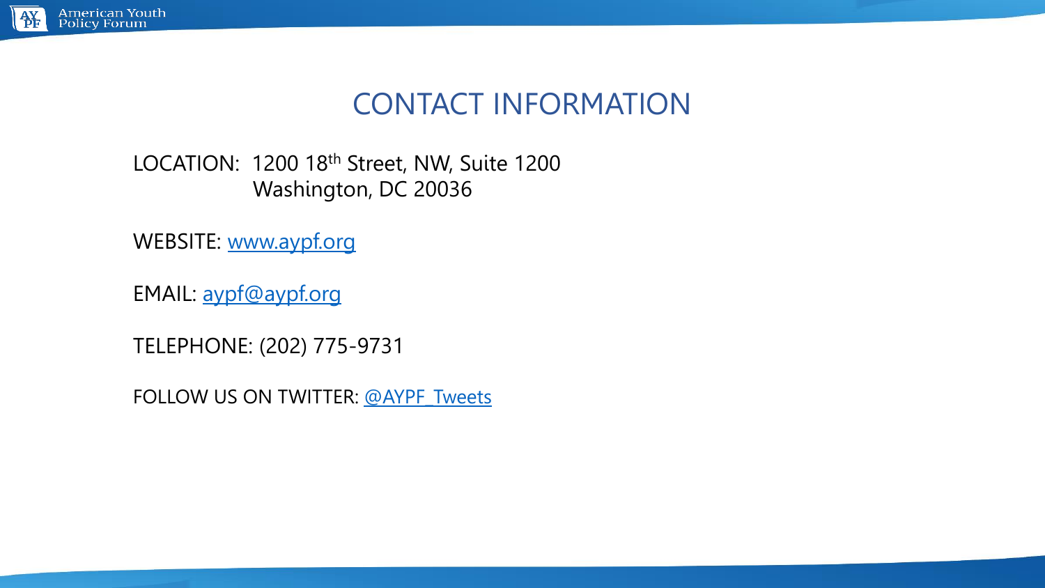# CONTACT INFORMATION

LOCATION: 1200 18th Street, NW, Suite 1200
Washington, DC 20036

WEBSITE: www.aypf.org

EMAIL: aypf@aypf.org

TELEPHONE: (202) 775-9731

FOLLOW US ON TWITTER: @AYPF_Tweets